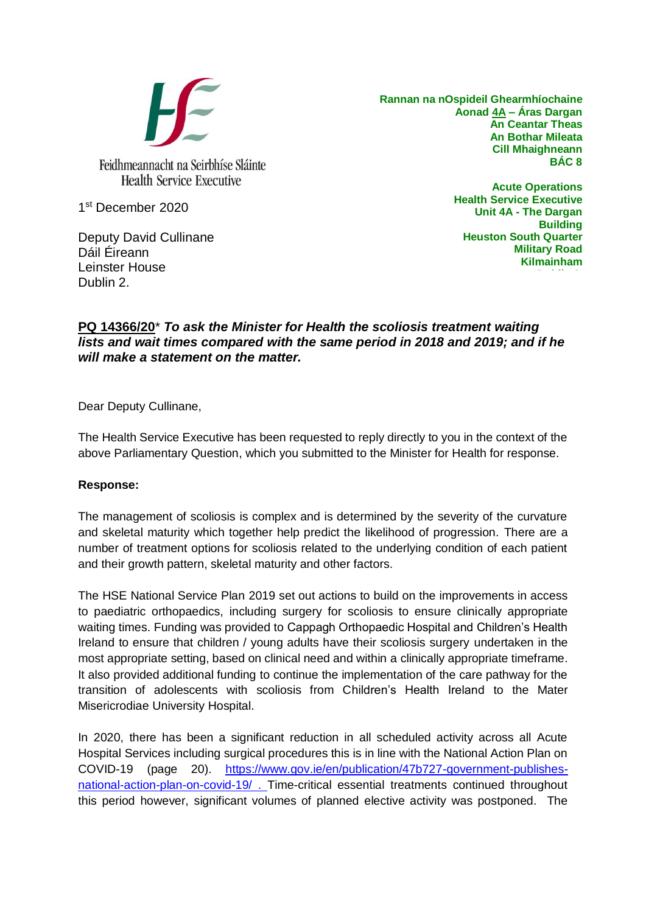Feidhmeannacht na Seirbhíse Sláinte
Health Service Executive

**Rannan na nOspideil Ghearmhíochaine**
**Aonad 4A – Áras Dargan**
**An Ceantar Theas**
**An Bothar Mileata**
**Cill Mhaighneann**
**BÁC 8**

**Acute Operations**
**Health Service Executive**
**Unit 4A - The Dargan Building**
**Heuston South Quarter**
**Military Road**
**Kilmainham**

1st December 2020

Deputy David Cullinane
Dáil Éireann
Leinster House
Dublin 2.

**PQ 14366/20*** ***To ask the Minister for Health the scoliosis treatment waiting lists and wait times compared with the same period in 2018 and 2019; and if he will make a statement on the matter.***

Dear Deputy Cullinane,

The Health Service Executive has been requested to reply directly to you in the context of the above Parliamentary Question, which you submitted to the Minister for Health for response.

**Response:**

The management of scoliosis is complex and is determined by the severity of the curvature and skeletal maturity which together help predict the likelihood of progression. There are a number of treatment options for scoliosis related to the underlying condition of each patient and their growth pattern, skeletal maturity and other factors.

The HSE National Service Plan 2019 set out actions to build on the improvements in access to paediatric orthopaedics, including surgery for scoliosis to ensure clinically appropriate waiting times. Funding was provided to Cappagh Orthopaedic Hospital and Children's Health Ireland to ensure that children / young adults have their scoliosis surgery undertaken in the most appropriate setting, based on clinical need and within a clinically appropriate timeframe. It also provided additional funding to continue the implementation of the care pathway for the transition of adolescents with scoliosis from Children's Health Ireland to the Mater Misericrodiae University Hospital.

In 2020, there has been a significant reduction in all scheduled activity across all Acute Hospital Services including surgical procedures this is in line with the National Action Plan on COVID-19 (page 20). https://www.gov.ie/en/publication/47b727-government-publishes-national-action-plan-on-covid-19/ . Time-critical essential treatments continued throughout this period however, significant volumes of planned elective activity was postponed. The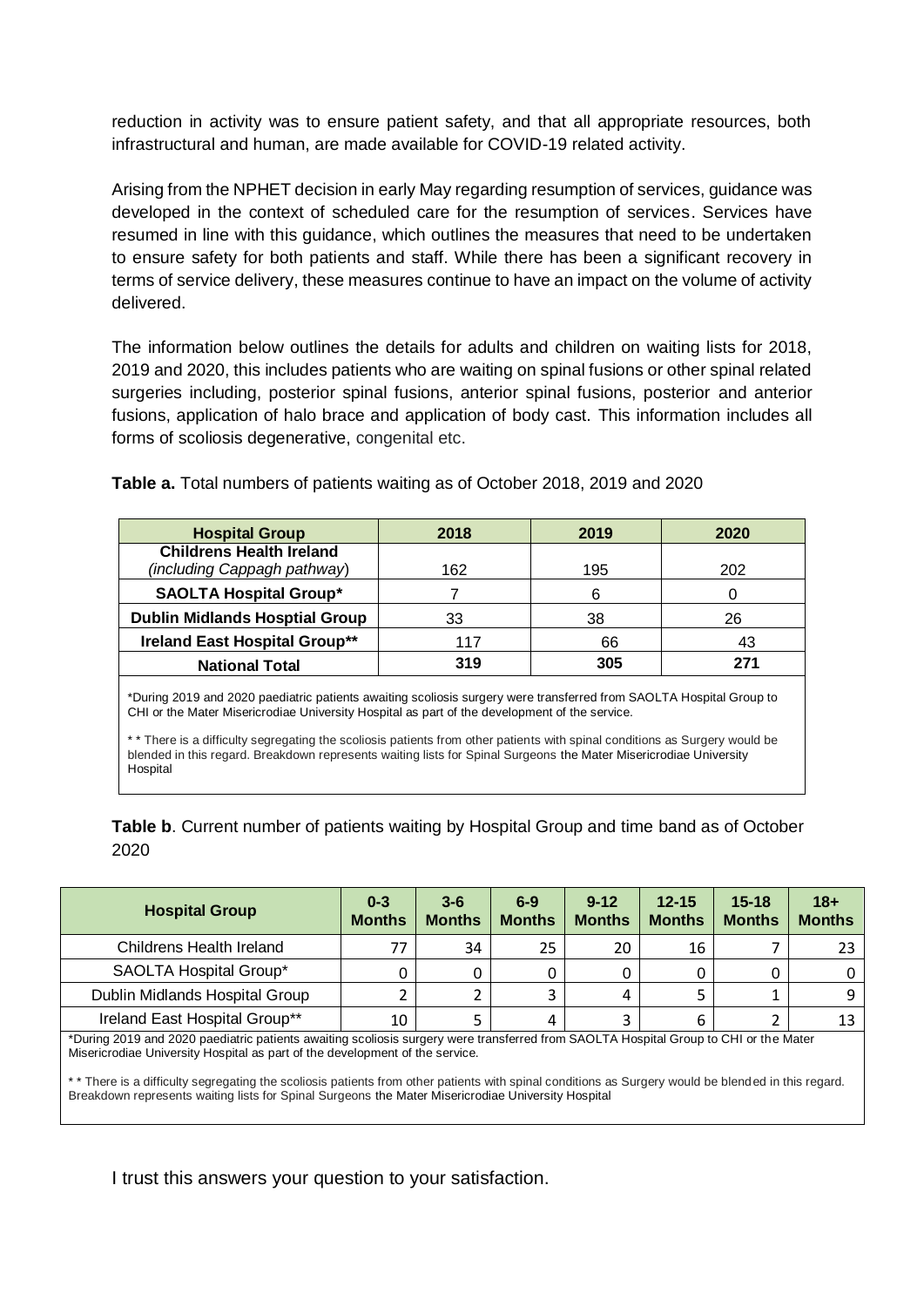reduction in activity was to ensure patient safety, and that all appropriate resources, both infrastructural and human, are made available for COVID-19 related activity.

Arising from the NPHET decision in early May regarding resumption of services, guidance was developed in the context of scheduled care for the resumption of services. Services have resumed in line with this guidance, which outlines the measures that need to be undertaken to ensure safety for both patients and staff. While there has been a significant recovery in terms of service delivery, these measures continue to have an impact on the volume of activity delivered.

The information below outlines the details for adults and children on waiting lists for 2018, 2019 and 2020, this includes patients who are waiting on spinal fusions or other spinal related surgeries including, posterior spinal fusions, anterior spinal fusions, posterior and anterior fusions, application of halo brace and application of body cast. This information includes all forms of scoliosis degenerative, congenital etc.

**Table a.** Total numbers of patients waiting as of October 2018, 2019 and 2020

| Hospital Group | 2018 | 2019 | 2020 |
|---|---|---|---|
| **Childrens Health Ireland** *(including Cappagh pathway)* | 162 | 195 | 202 |
| **SAOLTA Hospital Group*** | 7 | 6 | 0 |
| **Dublin Midlands Hosptial Group** | 33 | 38 | 26 |
| **Ireland East Hospital Group**** | 117 | 66 | 43 |
| **National Total** | **319** | **305** | **271** |

*During 2019 and 2020 paediatric patients awaiting scoliosis surgery were transferred from SAOLTA Hospital Group to CHI or the Mater Misericrodiae University Hospital as part of the development of the service.

** There is a difficulty segregating the scoliosis patients from other patients with spinal conditions as Surgery would be blended in this regard. Breakdown represents waiting lists for Spinal Surgeons the Mater Misericrodiae University Hospital

**Table b**. Current number of patients waiting by Hospital Group and time band as of October 2020

| Hospital Group | 0-3 Months | 3-6 Months | 6-9 Months | 9-12 Months | 12-15 Months | 15-18 Months | 18+ Months |
|---|---|---|---|---|---|---|---|
| Childrens Health Ireland | 77 | 34 | 25 | 20 | 16 | 7 | 23 |
| SAOLTA Hospital Group* | 0 | 0 | 0 | 0 | 0 | 0 | 0 |
| Dublin Midlands Hospital Group | 2 | 2 | 3 | 4 | 5 | 1 | 9 |
| Ireland East Hospital Group** | 10 | 5 | 4 | 3 | 6 | 2 | 13 |

*During 2019 and 2020 paediatric patients awaiting scoliosis surgery were transferred from SAOLTA Hospital Group to CHI or the Mater Misericrodiae University Hospital as part of the development of the service.

** There is a difficulty segregating the scoliosis patients from other patients with spinal conditions as Surgery would be blended in this regard. Breakdown represents waiting lists for Spinal Surgeons the Mater Misericrodiae University Hospital

I trust this answers your question to your satisfaction.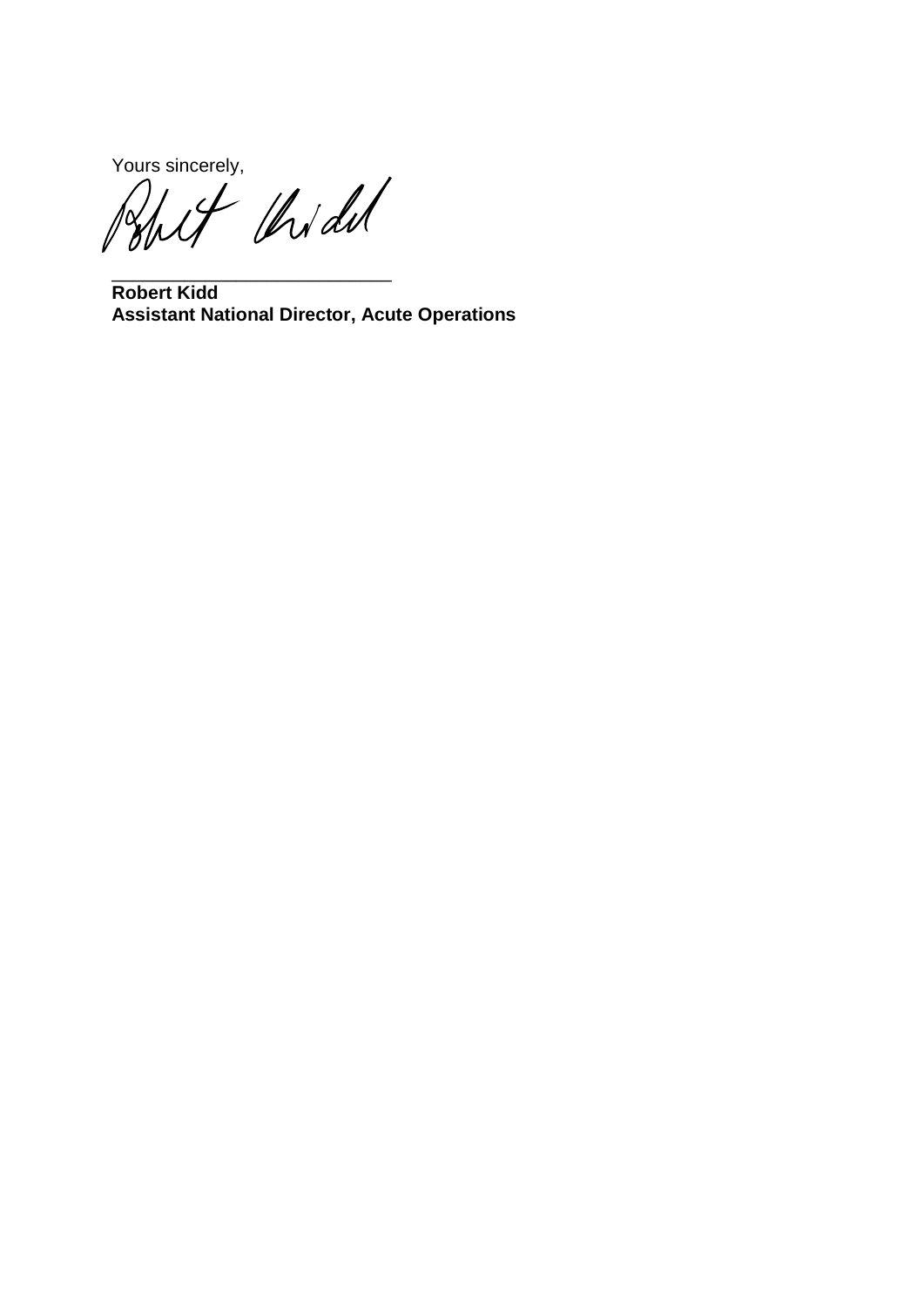Yours sincerely,

\_\_\_\_\_\_\_\_\_\_\_\_\_\_\_\_\_\_\_\_\_\_\_\_\_\_\_

**Robert Kidd**
**Assistant National Director, Acute Operations**